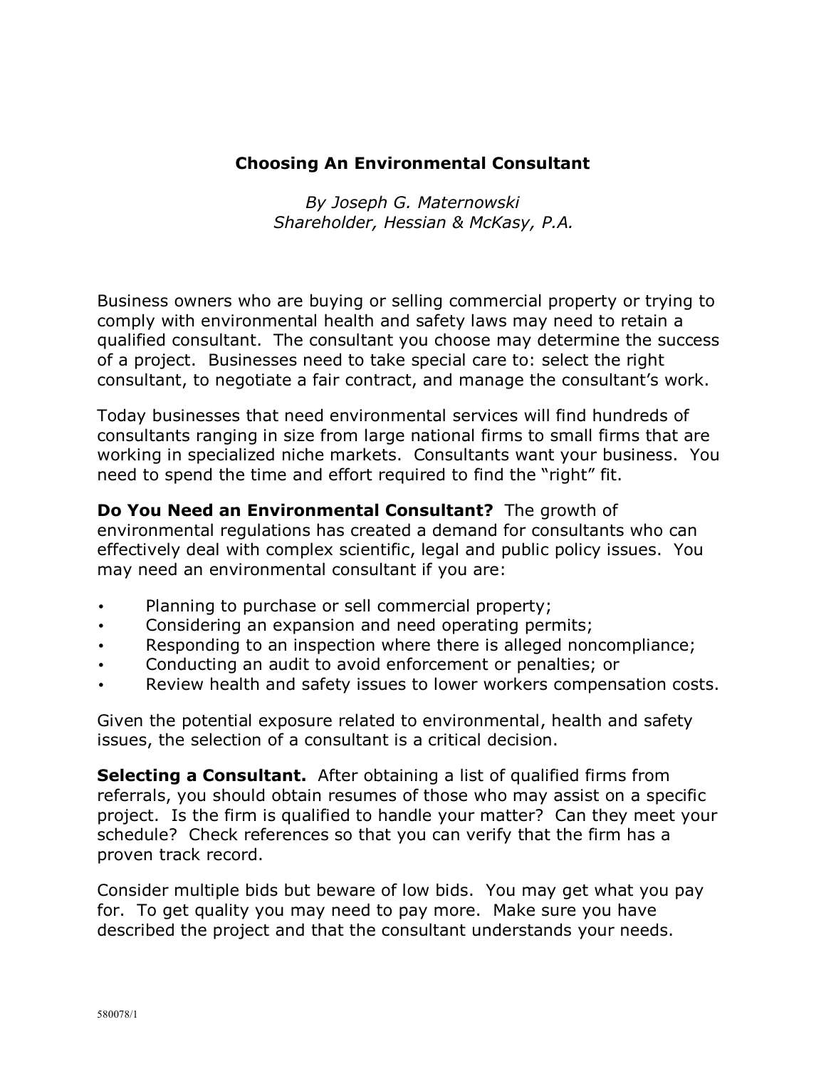# Choosing An Environmental Consultant

*By Joseph G. Maternowski*
*Shareholder, Hessian & McKasy, P.A.*

Business owners who are buying or selling commercial property or trying to comply with environmental health and safety laws may need to retain a qualified consultant. The consultant you choose may determine the success of a project. Businesses need to take special care to: select the right consultant, to negotiate a fair contract, and manage the consultant's work.

Today businesses that need environmental services will find hundreds of consultants ranging in size from large national firms to small firms that are working in specialized niche markets. Consultants want your business. You need to spend the time and effort required to find the "right" fit.

**Do You Need an Environmental Consultant?** The growth of environmental regulations has created a demand for consultants who can effectively deal with complex scientific, legal and public policy issues. You may need an environmental consultant if you are:

- Planning to purchase or sell commercial property;
- Considering an expansion and need operating permits;
- Responding to an inspection where there is alleged noncompliance;
- Conducting an audit to avoid enforcement or penalties; or
- Review health and safety issues to lower workers compensation costs.

Given the potential exposure related to environmental, health and safety issues, the selection of a consultant is a critical decision.

**Selecting a Consultant.** After obtaining a list of qualified firms from referrals, you should obtain resumes of those who may assist on a specific project. Is the firm is qualified to handle your matter? Can they meet your schedule? Check references so that you can verify that the firm has a proven track record.

Consider multiple bids but beware of low bids. You may get what you pay for. To get quality you may need to pay more. Make sure you have described the project and that the consultant understands your needs.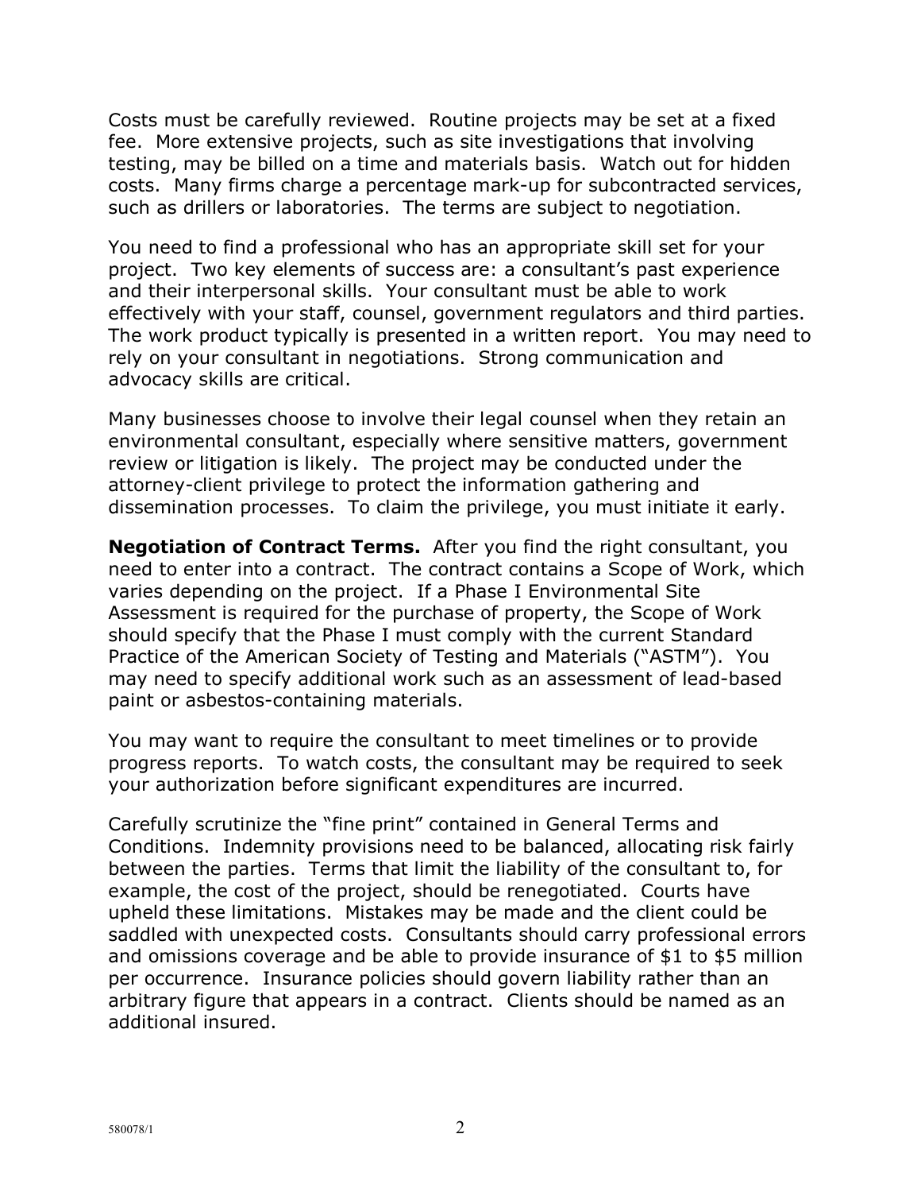Costs must be carefully reviewed. Routine projects may be set at a fixed fee. More extensive projects, such as site investigations that involving testing, may be billed on a time and materials basis. Watch out for hidden costs. Many firms charge a percentage mark-up for subcontracted services, such as drillers or laboratories. The terms are subject to negotiation.

You need to find a professional who has an appropriate skill set for your project. Two key elements of success are: a consultant's past experience and their interpersonal skills. Your consultant must be able to work effectively with your staff, counsel, government regulators and third parties. The work product typically is presented in a written report. You may need to rely on your consultant in negotiations. Strong communication and advocacy skills are critical.

Many businesses choose to involve their legal counsel when they retain an environmental consultant, especially where sensitive matters, government review or litigation is likely. The project may be conducted under the attorney-client privilege to protect the information gathering and dissemination processes. To claim the privilege, you must initiate it early.

**Negotiation of Contract Terms.** After you find the right consultant, you need to enter into a contract. The contract contains a Scope of Work, which varies depending on the project. If a Phase I Environmental Site Assessment is required for the purchase of property, the Scope of Work should specify that the Phase I must comply with the current Standard Practice of the American Society of Testing and Materials ("ASTM"). You may need to specify additional work such as an assessment of lead-based paint or asbestos-containing materials.

You may want to require the consultant to meet timelines or to provide progress reports. To watch costs, the consultant may be required to seek your authorization before significant expenditures are incurred.

Carefully scrutinize the "fine print" contained in General Terms and Conditions. Indemnity provisions need to be balanced, allocating risk fairly between the parties. Terms that limit the liability of the consultant to, for example, the cost of the project, should be renegotiated. Courts have upheld these limitations. Mistakes may be made and the client could be saddled with unexpected costs. Consultants should carry professional errors and omissions coverage and be able to provide insurance of $1 to $5 million per occurrence. Insurance policies should govern liability rather than an arbitrary figure that appears in a contract. Clients should be named as an additional insured.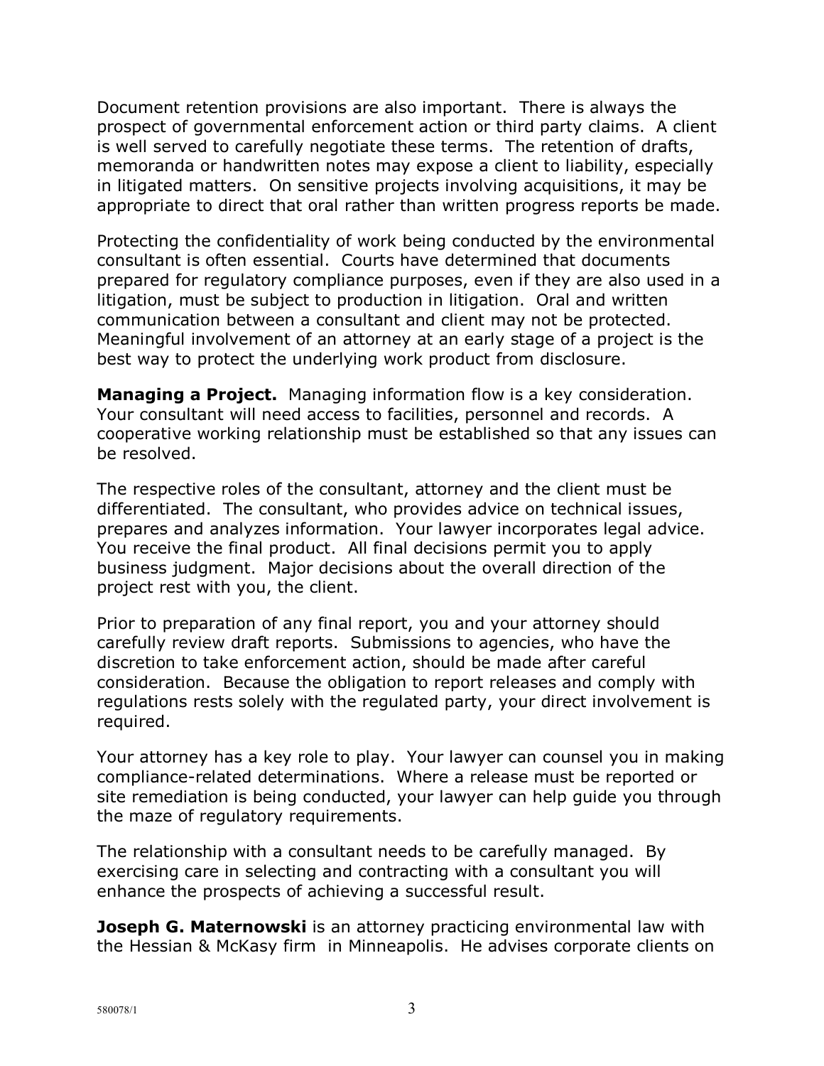Document retention provisions are also important. There is always the prospect of governmental enforcement action or third party claims. A client is well served to carefully negotiate these terms. The retention of drafts, memoranda or handwritten notes may expose a client to liability, especially in litigated matters. On sensitive projects involving acquisitions, it may be appropriate to direct that oral rather than written progress reports be made.

Protecting the confidentiality of work being conducted by the environmental consultant is often essential. Courts have determined that documents prepared for regulatory compliance purposes, even if they are also used in a litigation, must be subject to production in litigation. Oral and written communication between a consultant and client may not be protected. Meaningful involvement of an attorney at an early stage of a project is the best way to protect the underlying work product from disclosure.

**Managing a Project.** Managing information flow is a key consideration. Your consultant will need access to facilities, personnel and records. A cooperative working relationship must be established so that any issues can be resolved.

The respective roles of the consultant, attorney and the client must be differentiated. The consultant, who provides advice on technical issues, prepares and analyzes information. Your lawyer incorporates legal advice. You receive the final product. All final decisions permit you to apply business judgment. Major decisions about the overall direction of the project rest with you, the client.

Prior to preparation of any final report, you and your attorney should carefully review draft reports. Submissions to agencies, who have the discretion to take enforcement action, should be made after careful consideration. Because the obligation to report releases and comply with regulations rests solely with the regulated party, your direct involvement is required.

Your attorney has a key role to play. Your lawyer can counsel you in making compliance-related determinations. Where a release must be reported or site remediation is being conducted, your lawyer can help guide you through the maze of regulatory requirements.

The relationship with a consultant needs to be carefully managed. By exercising care in selecting and contracting with a consultant you will enhance the prospects of achieving a successful result.

**Joseph G. Maternowski** is an attorney practicing environmental law with the Hessian & McKasy firm in Minneapolis. He advises corporate clients on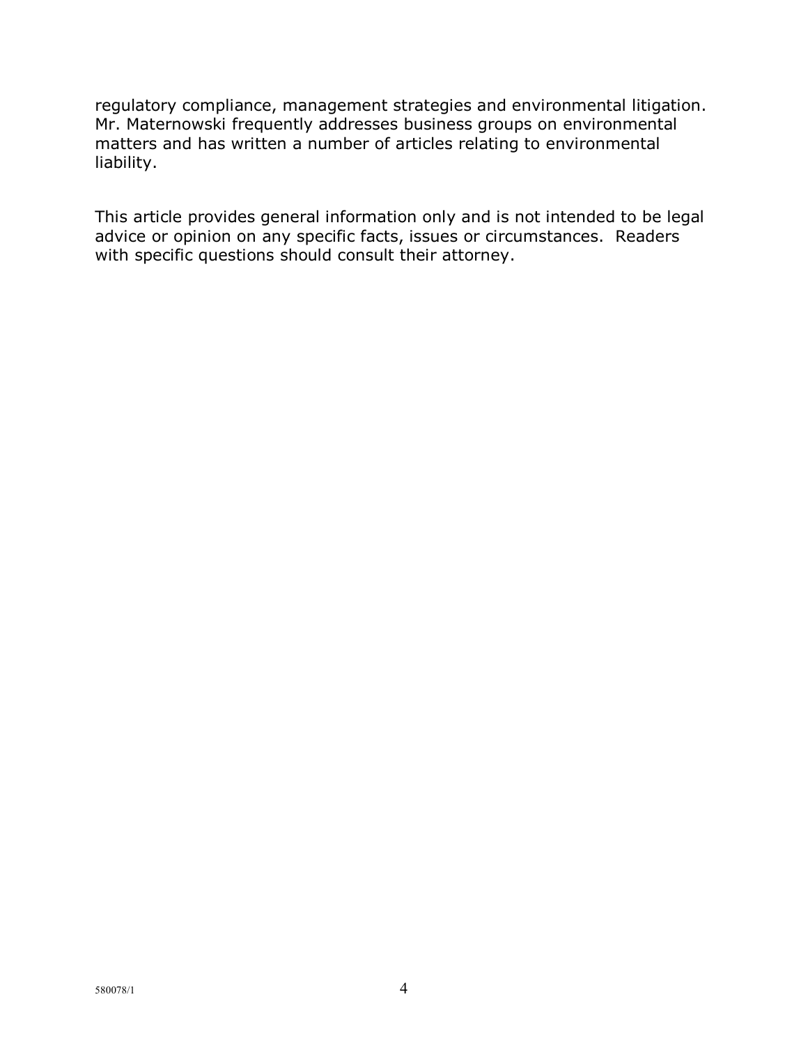regulatory compliance, management strategies and environmental litigation. Mr. Maternowski frequently addresses business groups on environmental matters and has written a number of articles relating to environmental liability.

This article provides general information only and is not intended to be legal advice or opinion on any specific facts, issues or circumstances. Readers with specific questions should consult their attorney.